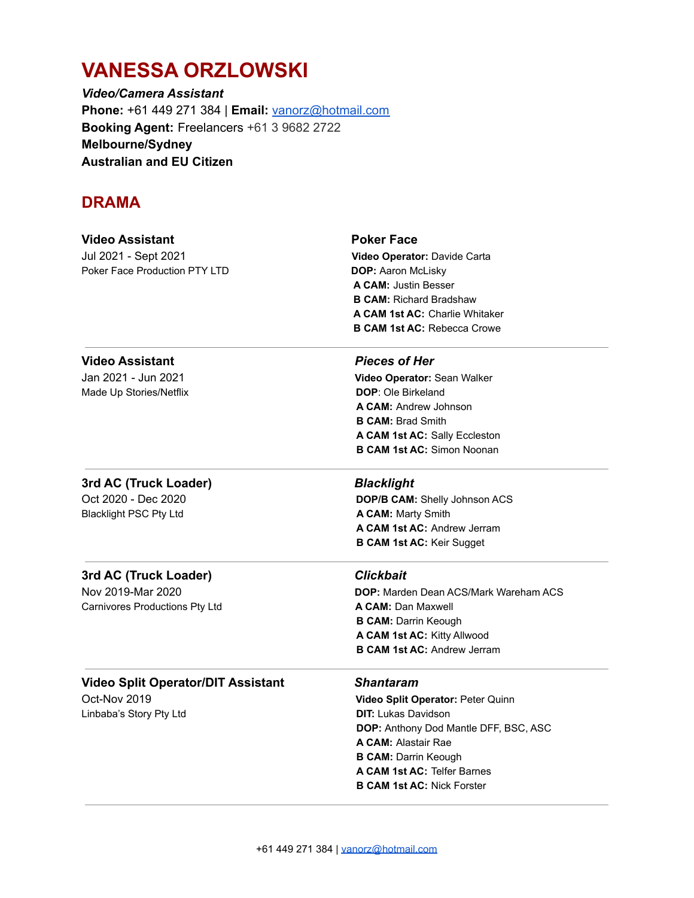# VANESSA ORZLOWSKI

***Video/Camera Assistant***
**Phone:** +61 449 271 384 | **Email:** vanorz@hotmail.com
**Booking Agent:** Freelancers +61 3 9682 2722
**Melbourne/Sydney**
**Australian and EU Citizen**

## DRAMA

### Video Assistant
Jul 2021 - Sept 2021
Poker Face Production PTY LTD

**Poker Face**
**Video Operator:** Davide Carta
**DOP:** Aaron McLisky
**A CAM:** Justin Besser
**B CAM:** Richard Bradshaw
**A CAM 1st AC:** Charlie Whitaker
**B CAM 1st AC:** Rebecca Crowe

---

### Video Assistant
Jan 2021 - Jun 2021
Made Up Stories/Netflix

***Pieces of Her***
**Video Operator:** Sean Walker
**DOP**: Ole Birkeland
**A CAM:** Andrew Johnson
**B CAM:** Brad Smith
**A CAM 1st AC:** Sally Eccleston
**B CAM 1st AC:** Simon Noonan

---

### 3rd AC (Truck Loader)
Oct 2020 - Dec 2020
Blacklight PSC Pty Ltd

***Blacklight***
**DOP/B CAM:** Shelly Johnson ACS
**A CAM:** Marty Smith
**A CAM 1st AC:** Andrew Jerram
**B CAM 1st AC:** Keir Sugget

---

### 3rd AC (Truck Loader)
Nov 2019-Mar 2020
Carnivores Productions Pty Ltd

***Clickbait***
**DOP:** Marden Dean ACS/Mark Wareham ACS
**A CAM:** Dan Maxwell
**B CAM:** Darrin Keough
**A CAM 1st AC:** Kitty Allwood
**B CAM 1st AC:** Andrew Jerram

---

### Video Split Operator/DIT Assistant
Oct-Nov 2019
Linbaba's Story Pty Ltd

***Shantaram***
**Video Split Operator:** Peter Quinn
**DIT:** Lukas Davidson
**DOP:** Anthony Dod Mantle DFF, BSC, ASC
**A CAM:** Alastair Rae
**B CAM:** Darrin Keough
**A CAM 1st AC:** Telfer Barnes
**B CAM 1st AC:** Nick Forster

---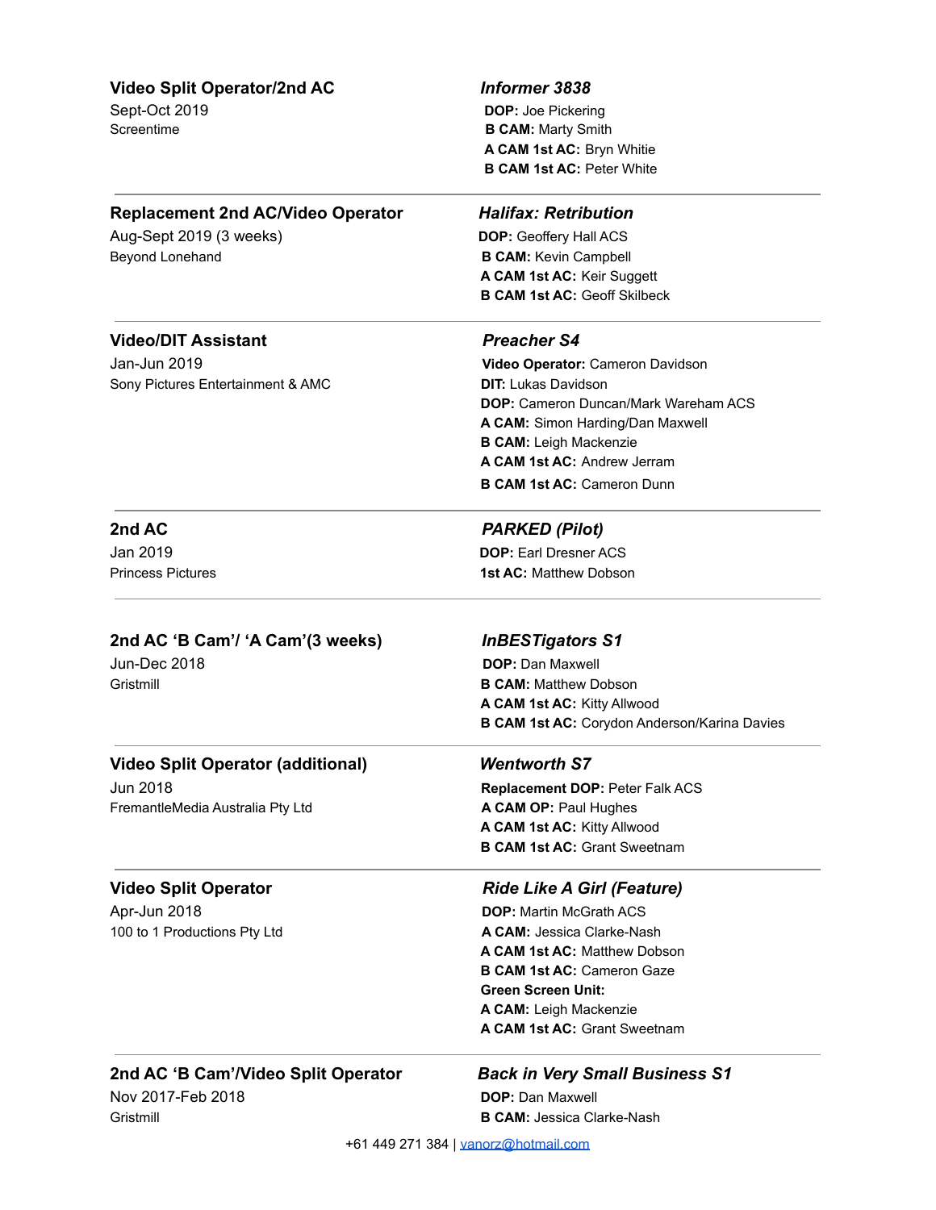**Video Split Operator/2nd AC**
Sept-Oct 2019
Screentime

***Informer 3838***
**DOP:** Joe Pickering
**B CAM:** Marty Smith
**A CAM 1st AC:** Bryn Whitie
**B CAM 1st AC:** Peter White

---

**Replacement 2nd AC/Video Operator**
Aug-Sept 2019 (3 weeks)
Beyond Lonehand

***Halifax: Retribution***
**DOP:** Geoffery Hall ACS
**B CAM:** Kevin Campbell
**A CAM 1st AC:** Keir Suggett
**B CAM 1st AC:** Geoff Skilbeck

---

**Video/DIT Assistant**
Jan-Jun 2019
Sony Pictures Entertainment & AMC

***Preacher S4***
**Video Operator:** Cameron Davidson
**DIT:** Lukas Davidson
**DOP:** Cameron Duncan/Mark Wareham ACS
**A CAM:** Simon Harding/Dan Maxwell
**B CAM:** Leigh Mackenzie
**A CAM 1st AC:** Andrew Jerram
**B CAM 1st AC:** Cameron Dunn

---

**2nd AC**
Jan 2019
Princess Pictures

***PARKED (Pilot)***
**DOP:** Earl Dresner ACS
**1st AC:** Matthew Dobson

---

**2nd AC 'B Cam'/ 'A Cam'(3 weeks)**
Jun-Dec 2018
Gristmill

***InBESTigators S1***
**DOP:** Dan Maxwell
**B CAM:** Matthew Dobson
**A CAM 1st AC:** Kitty Allwood
**B CAM 1st AC:** Corydon Anderson/Karina Davies

---

**Video Split Operator (additional)**
Jun 2018
FremantleMedia Australia Pty Ltd

***Wentworth S7***
**Replacement DOP:** Peter Falk ACS
**A CAM OP:** Paul Hughes
**A CAM 1st AC:** Kitty Allwood
**B CAM 1st AC:** Grant Sweetnam

---

**Video Split Operator**
Apr-Jun 2018
100 to 1 Productions Pty Ltd

***Ride Like A Girl (Feature)***
**DOP:** Martin McGrath ACS
**A CAM:** Jessica Clarke-Nash
**A CAM 1st AC:** Matthew Dobson
**B CAM 1st AC:** Cameron Gaze
**Green Screen Unit:**
**A CAM:** Leigh Mackenzie
**A CAM 1st AC:** Grant Sweetnam

---

**2nd AC 'B Cam'/Video Split Operator**
Nov 2017-Feb 2018
Gristmill

***Back in Very Small Business S1***
**DOP:** Dan Maxwell
**B CAM:** Jessica Clarke-Nash

+61 449 271 384 | vanorz@hotmail.com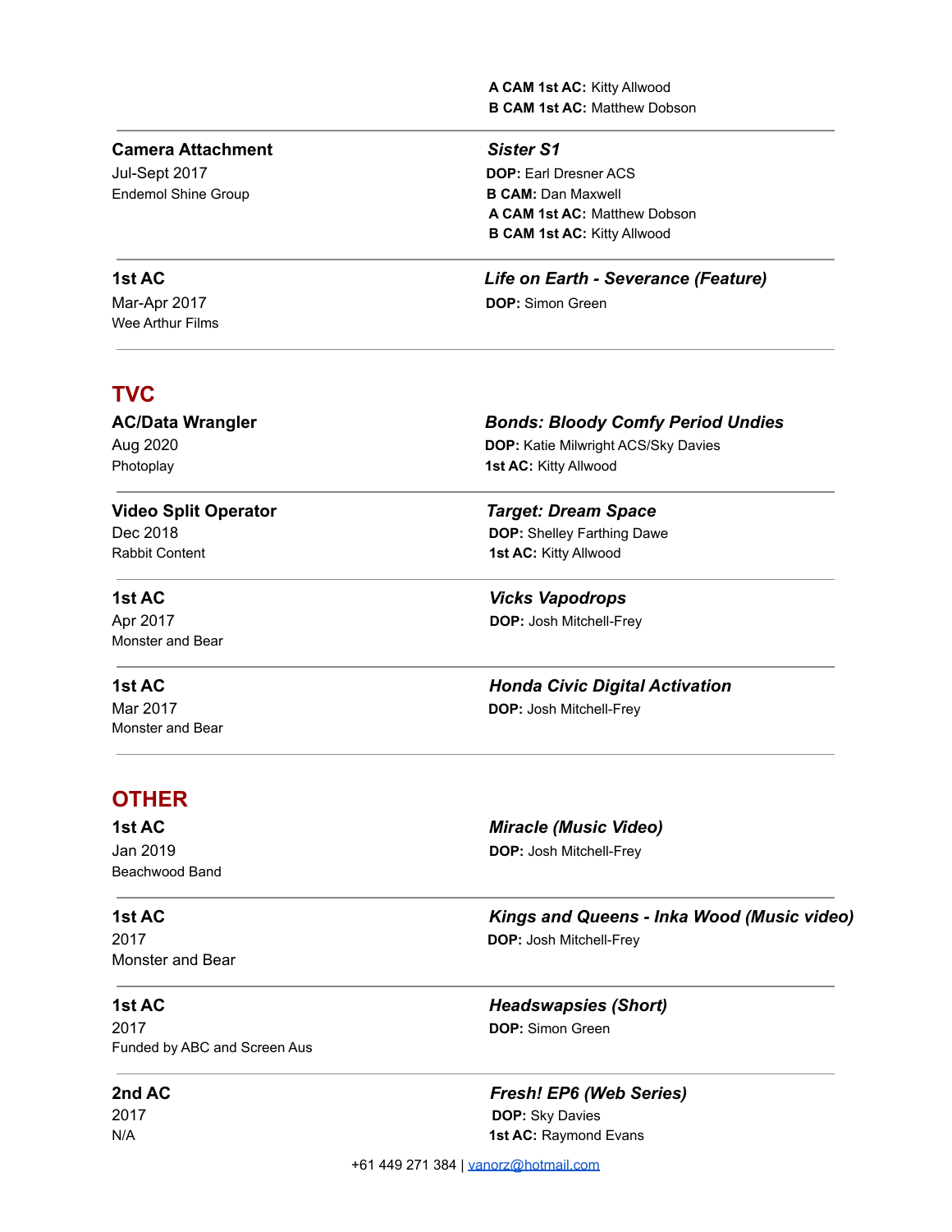**A CAM 1st AC:** Kitty Allwood
**B CAM 1st AC:** Matthew Dobson

---

### Camera Attachment
Jul-Sept 2017
Endemol Shine Group

***Sister S1***
**DOP:** Earl Dresner ACS
**B CAM:** Dan Maxwell
**A CAM 1st AC:** Matthew Dobson
**B CAM 1st AC:** Kitty Allwood

---

### 1st AC
Mar-Apr 2017
Wee Arthur Films

***Life on Earth - Severance (Feature)***
**DOP:** Simon Green

---

## TVC

### AC/Data Wrangler
Aug 2020
Photoplay

***Bonds: Bloody Comfy Period Undies***
**DOP:** Katie Milwright ACS/Sky Davies
**1st AC:** Kitty Allwood

---

### Video Split Operator
Dec 2018
Rabbit Content

***Target: Dream Space***
**DOP:** Shelley Farthing Dawe
**1st AC:** Kitty Allwood

---

### 1st AC
Apr 2017
Monster and Bear

***Vicks Vapodrops***
**DOP:** Josh Mitchell-Frey

---

### 1st AC
Mar 2017
Monster and Bear

***Honda Civic Digital Activation***
**DOP:** Josh Mitchell-Frey

---

## OTHER

### 1st AC
Jan 2019
Beachwood Band

***Miracle (Music Video)***
**DOP:** Josh Mitchell-Frey

---

### 1st AC
2017
Monster and Bear

***Kings and Queens - Inka Wood (Music video)***
**DOP:** Josh Mitchell-Frey

---

### 1st AC
2017
Funded by ABC and Screen Aus

***Headswapsies (Short)***
**DOP:** Simon Green

---

### 2nd AC
2017
N/A

***Fresh! EP6 (Web Series)***
**DOP:** Sky Davies
**1st AC:** Raymond Evans

+61 449 271 384 | vanorz@hotmail.com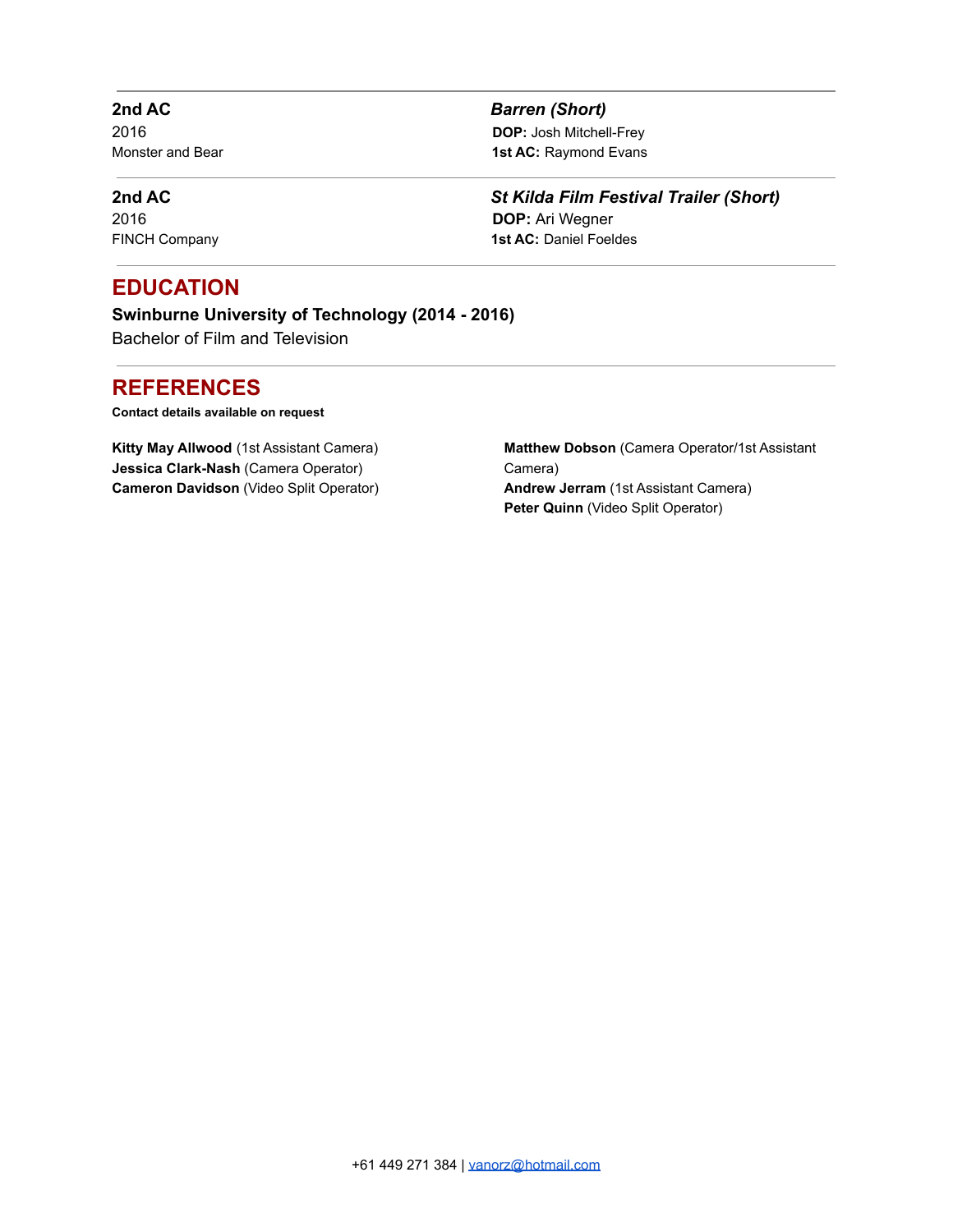**2nd AC**
2016
Monster and Bear

***Barren (Short)***
**DOP:** Josh Mitchell-Frey
**1st AC:** Raymond Evans

---

**2nd AC**
2016
FINCH Company

***St Kilda Film Festival Trailer (Short)***
**DOP:** Ari Wegner
**1st AC:** Daniel Foeldes

---

## EDUCATION

**Swinburne University of Technology (2014 - 2016)**
Bachelor of Film and Television

---

## REFERENCES

**Contact details available on request**

**Kitty May Allwood** (1st Assistant Camera)
**Jessica Clark-Nash** (Camera Operator)
**Cameron Davidson** (Video Split Operator)
**Matthew Dobson** (Camera Operator/1st Assistant Camera)
**Andrew Jerram** (1st Assistant Camera)
**Peter Quinn** (Video Split Operator)

+61 449 271 384 | vanorz@hotmail.com